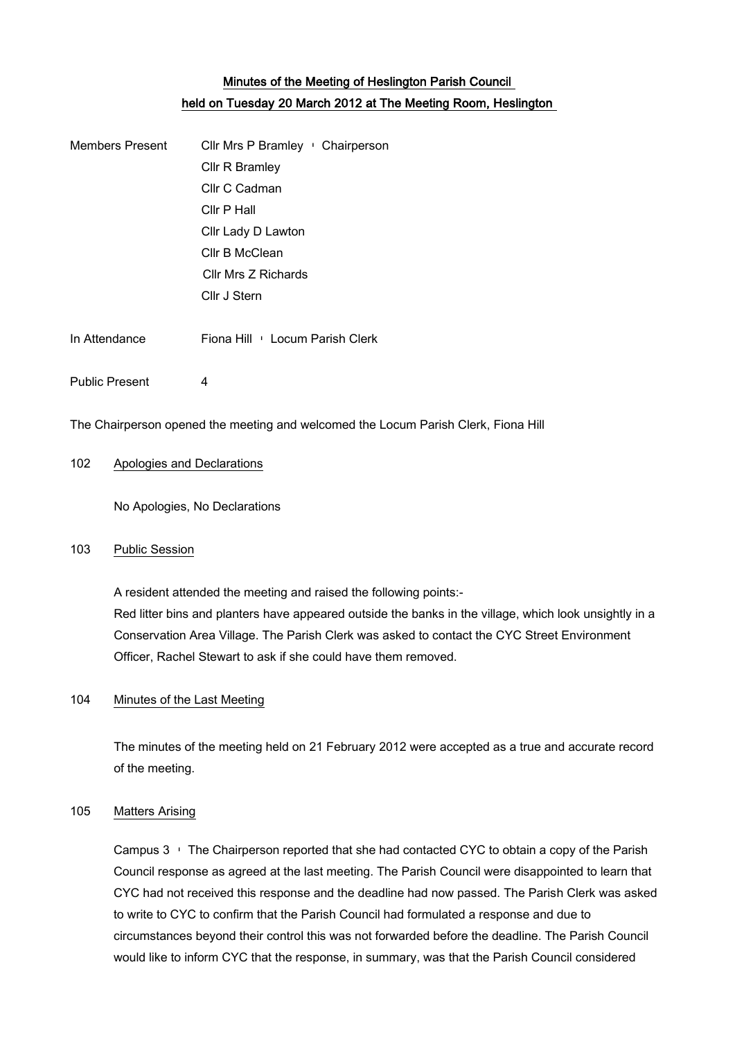# Minutes of the Meeting of Heslington Parish Council held on Tuesday 20 March 2012 at The Meeting Room, Heslington

| | |
|---|---|
| Members Present | Cllr Mrs P Bramley – Chairperson |
| | Cllr R Bramley |
| | Cllr C Cadman |
| | Cllr P Hall |
| | Cllr Lady D Lawton |
| | Cllr B McClean |
| | Cllr Mrs Z Richards |
| | Cllr J Stern |
| In Attendance | Fiona Hill – Locum Parish Clerk |
| Public Present | 4 |

The Chairperson opened the meeting and welcomed the Locum Parish Clerk, Fiona Hill

## 102 Apologies and Declarations

No Apologies, No Declarations

## 103 Public Session

A resident attended the meeting and raised the following points:-
Red litter bins and planters have appeared outside the banks in the village, which look unsightly in a Conservation Area Village. The Parish Clerk was asked to contact the CYC Street Environment Officer, Rachel Stewart to ask if she could have them removed.

## 104 Minutes of the Last Meeting

The minutes of the meeting held on 21 February 2012 were accepted as a true and accurate record of the meeting.

## 105 Matters Arising

Campus 3 – The Chairperson reported that she had contacted CYC to obtain a copy of the Parish Council response as agreed at the last meeting. The Parish Council were disappointed to learn that CYC had not received this response and the deadline had now passed. The Parish Clerk was asked to write to CYC to confirm that the Parish Council had formulated a response and due to circumstances beyond their control this was not forwarded before the deadline. The Parish Council would like to inform CYC that the response, in summary, was that the Parish Council considered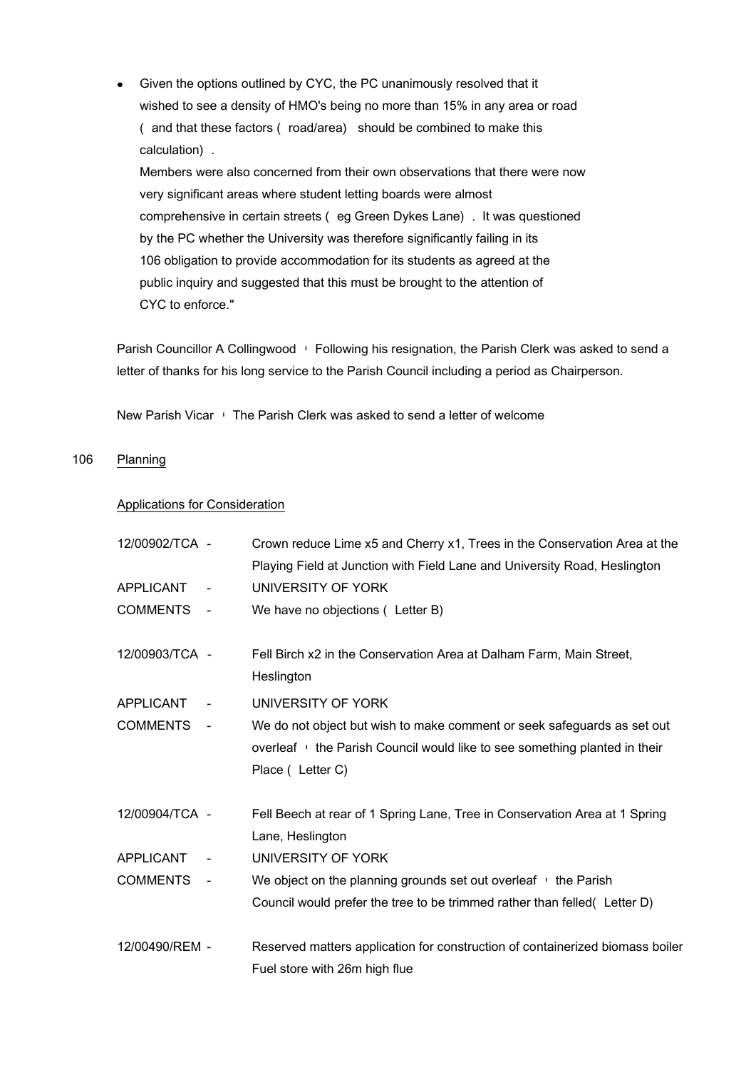- Given the options outlined by CYC, the PC unanimously resolved that it wished to see a density of HMO's being no more than 15% in any area or road ( and that these factors ( road/area) should be combined to make this calculation) .
  
  Members were also concerned from their own observations that there were now very significant areas where student letting boards were almost comprehensive in certain streets ( eg Green Dykes Lane) . It was questioned by the PC whether the University was therefore significantly failing in its 106 obligation to provide accommodation for its students as agreed at the public inquiry and suggested that this must be brought to the attention of CYC to enforce."

Parish Councillor A Collingwood ' Following his resignation, the Parish Clerk was asked to send a letter of thanks for his long service to the Parish Council including a period as Chairperson.

New Parish Vicar ' The Parish Clerk was asked to send a letter of welcome

106 Planning

Applications for Consideration

| | |
|---|---|
| 12/00902/TCA - | Crown reduce Lime x5 and Cherry x1, Trees in the Conservation Area at the Playing Field at Junction with Field Lane and University Road, Heslington |
| APPLICANT - | UNIVERSITY OF YORK |
| COMMENTS - | We have no objections ( Letter B) |
| 12/00903/TCA - | Fell Birch x2 in the Conservation Area at Dalham Farm, Main Street, Heslington |
| APPLICANT - | UNIVERSITY OF YORK |
| COMMENTS - | We do not object but wish to make comment or seek safeguards as set out overleaf ' the Parish Council would like to see something planted in their Place ( Letter C) |
| 12/00904/TCA - | Fell Beech at rear of 1 Spring Lane, Tree in Conservation Area at 1 Spring Lane, Heslington |
| APPLICANT - | UNIVERSITY OF YORK |
| COMMENTS - | We object on the planning grounds set out overleaf ' the Parish Council would prefer the tree to be trimmed rather than felled( Letter D) |
| 12/00490/REM - | Reserved matters application for construction of containerized biomass boiler Fuel store with 26m high flue |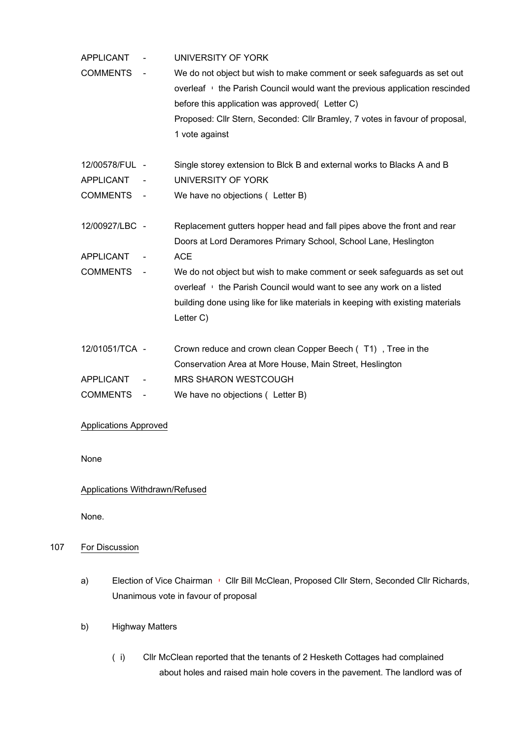APPLICANT - UNIVERSITY OF YORK

COMMENTS - We do not object but wish to make comment or seek safeguards as set out overleaf ' the Parish Council would want the previous application rescinded before this application was approved( Letter C)
Proposed: Cllr Stern, Seconded: Cllr Bramley, 7 votes in favour of proposal, 1 vote against

12/00578/FUL - Single storey extension to Blck B and external works to Blacks A and B

APPLICANT - UNIVERSITY OF YORK

COMMENTS - We have no objections ( Letter B)

12/00927/LBC - Replacement gutters hopper head and fall pipes above the front and rear Doors at Lord Deramores Primary School, School Lane, Heslington

APPLICANT - ACE

COMMENTS - We do not object but wish to make comment or seek safeguards as set out overleaf ' the Parish Council would want to see any work on a listed building done using like for like materials in keeping with existing materials Letter C)

12/01051/TCA - Crown reduce and crown clean Copper Beech ( T1) , Tree in the Conservation Area at More House, Main Street, Heslington

APPLICANT - MRS SHARON WESTCOUGH

COMMENTS - We have no objections ( Letter B)

<u>Applications Approved</u>

None

<u>Applications Withdrawn/Refused</u>

None.

107 <u>For Discussion</u>

a) Election of Vice Chairman ' Cllr Bill McClean, Proposed Cllr Stern, Seconded Cllr Richards, Unanimous vote in favour of proposal

b) Highway Matters

( i) Cllr McClean reported that the tenants of 2 Hesketh Cottages had complained about holes and raised main hole covers in the pavement. The landlord was of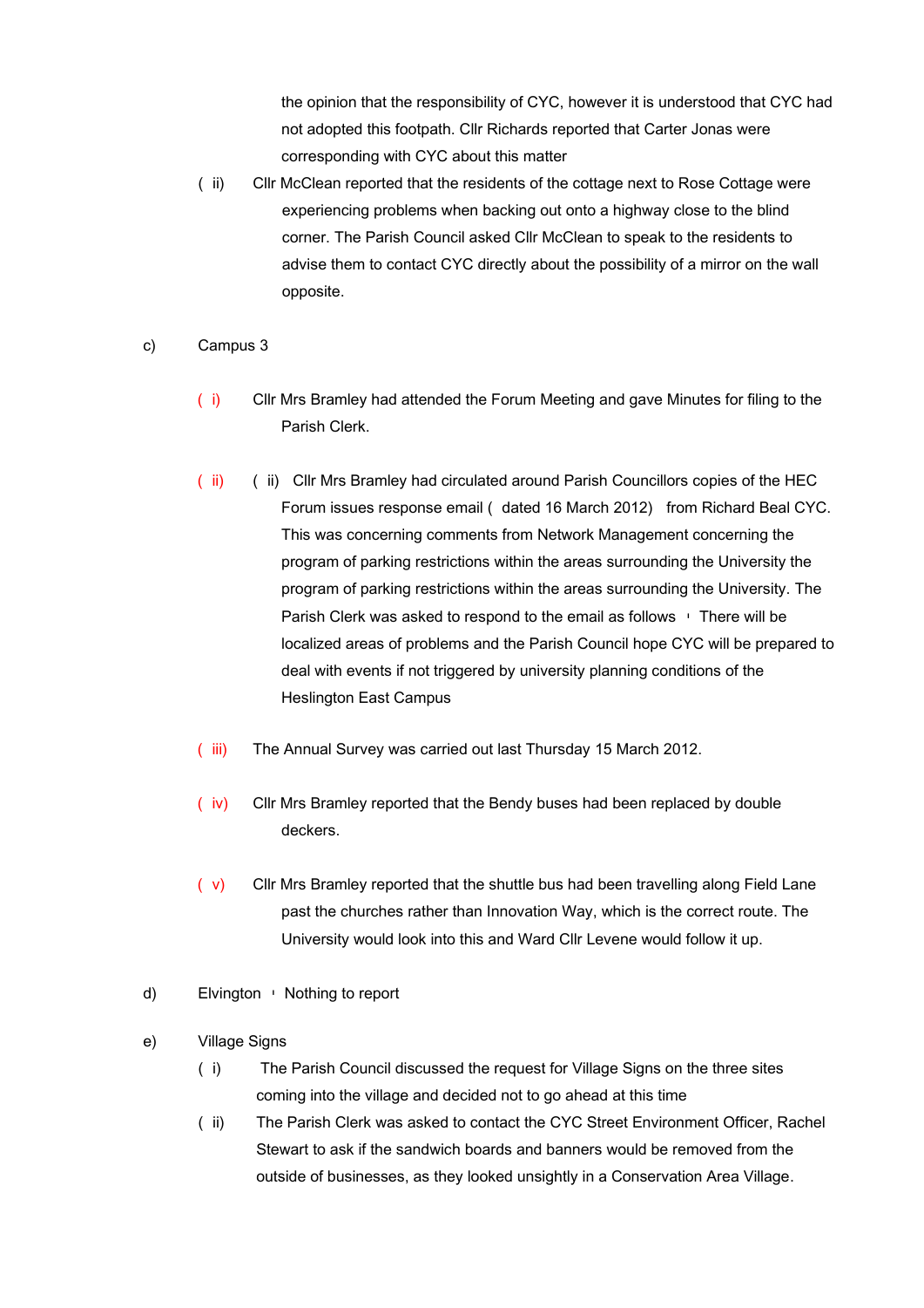the opinion that the responsibility of CYC, however it is understood that CYC had not adopted this footpath. Cllr Richards reported that Carter Jonas were corresponding with CYC about this matter

( ii) Cllr McClean reported that the residents of the cottage next to Rose Cottage were experiencing problems when backing out onto a highway close to the blind corner. The Parish Council asked Cllr McClean to speak to the residents to advise them to contact CYC directly about the possibility of a mirror on the wall opposite.

c) Campus 3

( i) Cllr Mrs Bramley had attended the Forum Meeting and gave Minutes for filing to the Parish Clerk.

( ii) ( ii) Cllr Mrs Bramley had circulated around Parish Councillors copies of the HEC Forum issues response email ( dated 16 March 2012) from Richard Beal CYC. This was concerning comments from Network Management concerning the program of parking restrictions within the areas surrounding the University the program of parking restrictions within the areas surrounding the University. The Parish Clerk was asked to respond to the email as follows ' There will be localized areas of problems and the Parish Council hope CYC will be prepared to deal with events if not triggered by university planning conditions of the Heslington East Campus

( iii) The Annual Survey was carried out last Thursday 15 March 2012.

( iv) Cllr Mrs Bramley reported that the Bendy buses had been replaced by double deckers.

( v) Cllr Mrs Bramley reported that the shuttle bus had been travelling along Field Lane past the churches rather than Innovation Way, which is the correct route. The University would look into this and Ward Cllr Levene would follow it up.

d) Elvington ' Nothing to report

e) Village Signs

( i) The Parish Council discussed the request for Village Signs on the three sites coming into the village and decided not to go ahead at this time

( ii) The Parish Clerk was asked to contact the CYC Street Environment Officer, Rachel Stewart to ask if the sandwich boards and banners would be removed from the outside of businesses, as they looked unsightly in a Conservation Area Village.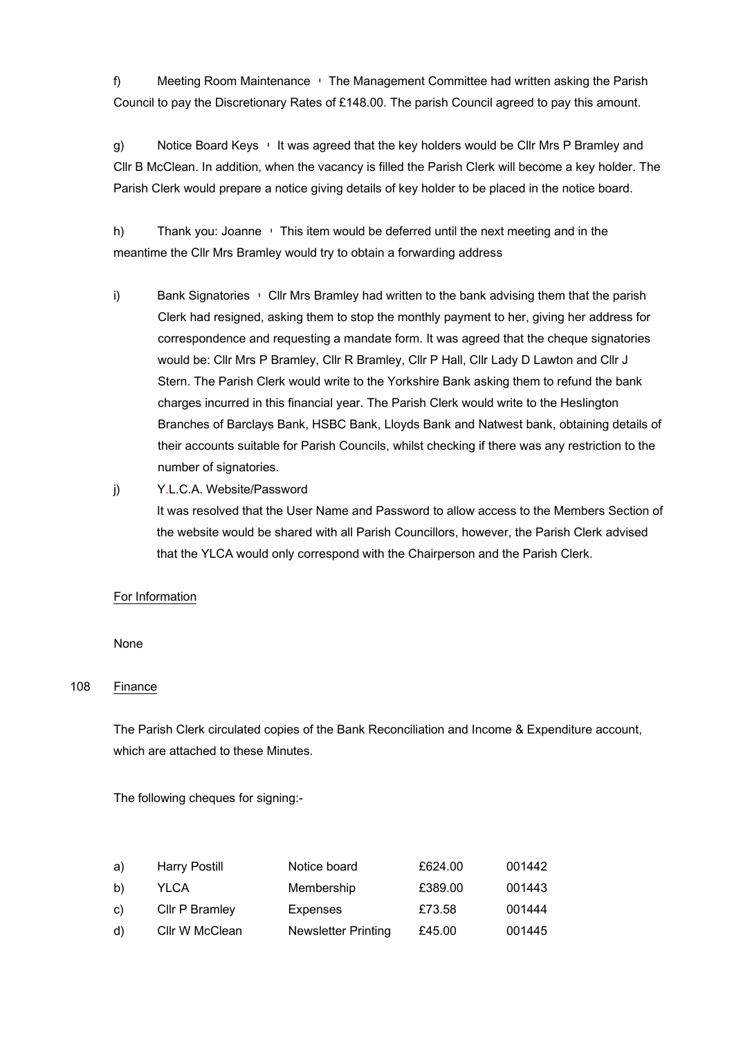f) Meeting Room Maintenance ' The Management Committee had written asking the Parish Council to pay the Discretionary Rates of £148.00. The parish Council agreed to pay this amount.

g) Notice Board Keys ' It was agreed that the key holders would be Cllr Mrs P Bramley and Cllr B McClean. In addition, when the vacancy is filled the Parish Clerk will become a key holder. The Parish Clerk would prepare a notice giving details of key holder to be placed in the notice board.

h) Thank you: Joanne ' This item would be deferred until the next meeting and in the meantime the Cllr Mrs Bramley would try to obtain a forwarding address

i) Bank Signatories ' Cllr Mrs Bramley had written to the bank advising them that the parish Clerk had resigned, asking them to stop the monthly payment to her, giving her address for correspondence and requesting a mandate form. It was agreed that the cheque signatories would be: Cllr Mrs P Bramley, Cllr R Bramley, Cllr P Hall, Cllr Lady D Lawton and Cllr J Stern. The Parish Clerk would write to the Yorkshire Bank asking them to refund the bank charges incurred in this financial year. The Parish Clerk would write to the Heslington Branches of Barclays Bank, HSBC Bank, Lloyds Bank and Natwest bank, obtaining details of their accounts suitable for Parish Councils, whilst checking if there was any restriction to the number of signatories.

j) Y.L.C.A. Website/Password

It was resolved that the User Name and Password to allow access to the Members Section of the website would be shared with all Parish Councillors, however, the Parish Clerk advised that the YLCA would only correspond with the Chairperson and the Parish Clerk.

For Information

None

108 Finance

The Parish Clerk circulated copies of the Bank Reconciliation and Income & Expenditure account, which are attached to these Minutes.

The following cheques for signing:-

| | | | | |
|---|---|---|---|---|
| a) | Harry Postill | Notice board | £624.00 | 001442 |
| b) | YLCA | Membership | £389.00 | 001443 |
| c) | Cllr P Bramley | Expenses | £73.58 | 001444 |
| d) | Cllr W McClean | Newsletter Printing | £45.00 | 001445 |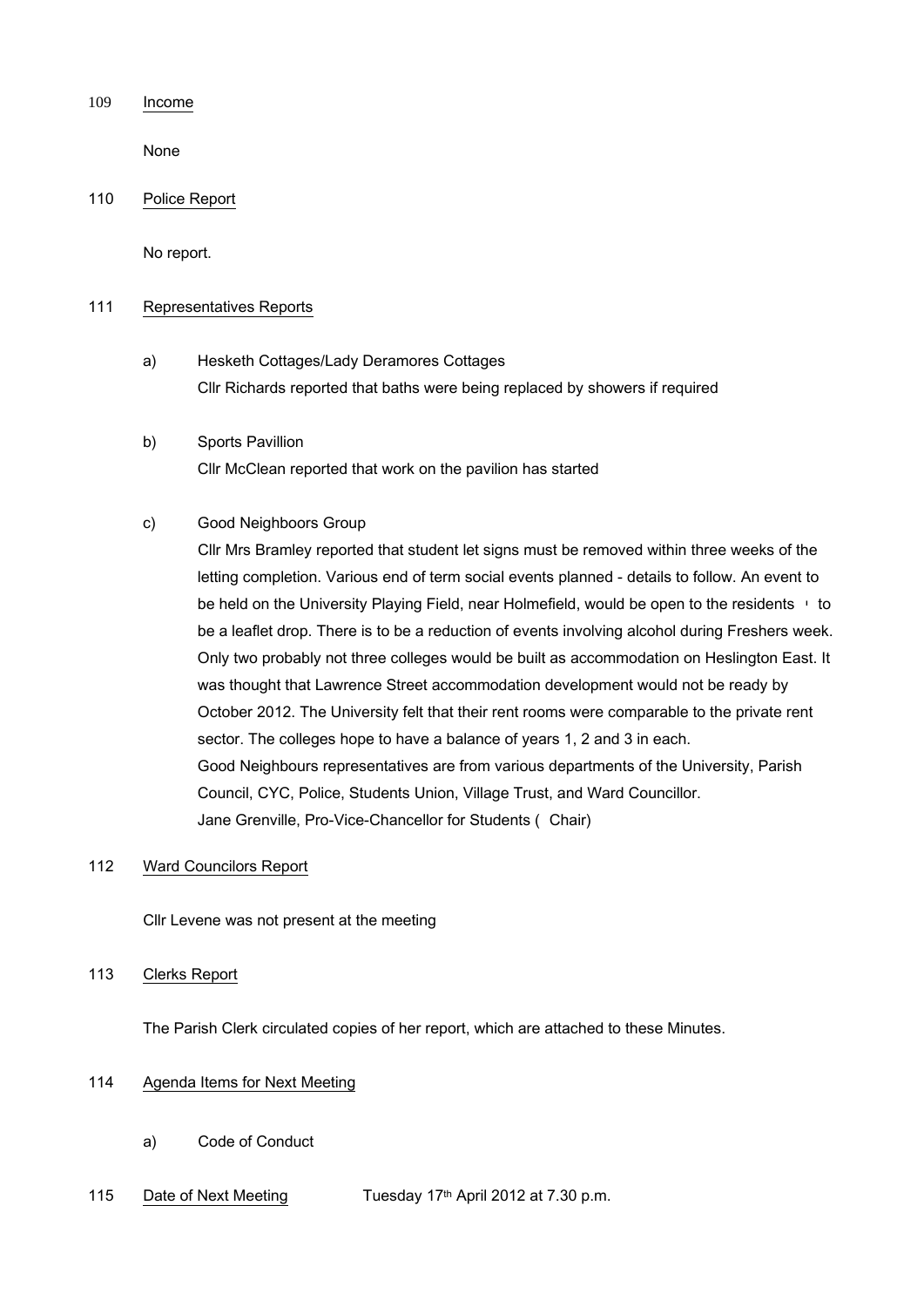109 Income

None

110 Police Report

No report.

111 Representatives Reports

a) Hesketh Cottages/Lady Deramores Cottages
Cllr Richards reported that baths were being replaced by showers if required

b) Sports Pavillion
Cllr McClean reported that work on the pavilion has started

c) Good Neighboors Group
Cllr Mrs Bramley reported that student let signs must be removed within three weeks of the letting completion. Various end of term social events planned - details to follow. An event to be held on the University Playing Field, near Holmefield, would be open to the residents ' to be a leaflet drop. There is to be a reduction of events involving alcohol during Freshers week. Only two probably not three colleges would be built as accommodation on Heslington East. It was thought that Lawrence Street accommodation development would not be ready by October 2012. The University felt that their rent rooms were comparable to the private rent sector. The colleges hope to have a balance of years 1, 2 and 3 in each.
Good Neighbours representatives are from various departments of the University, Parish Council, CYC, Police, Students Union, Village Trust, and Ward Councillor.
Jane Grenville, Pro-Vice-Chancellor for Students ( Chair)

112 Ward Councilors Report

Cllr Levene was not present at the meeting

113 Clerks Report

The Parish Clerk circulated copies of her report, which are attached to these Minutes.

114 Agenda Items for Next Meeting

a) Code of Conduct

115 Date of Next Meeting Tuesday 17th April 2012 at 7.30 p.m.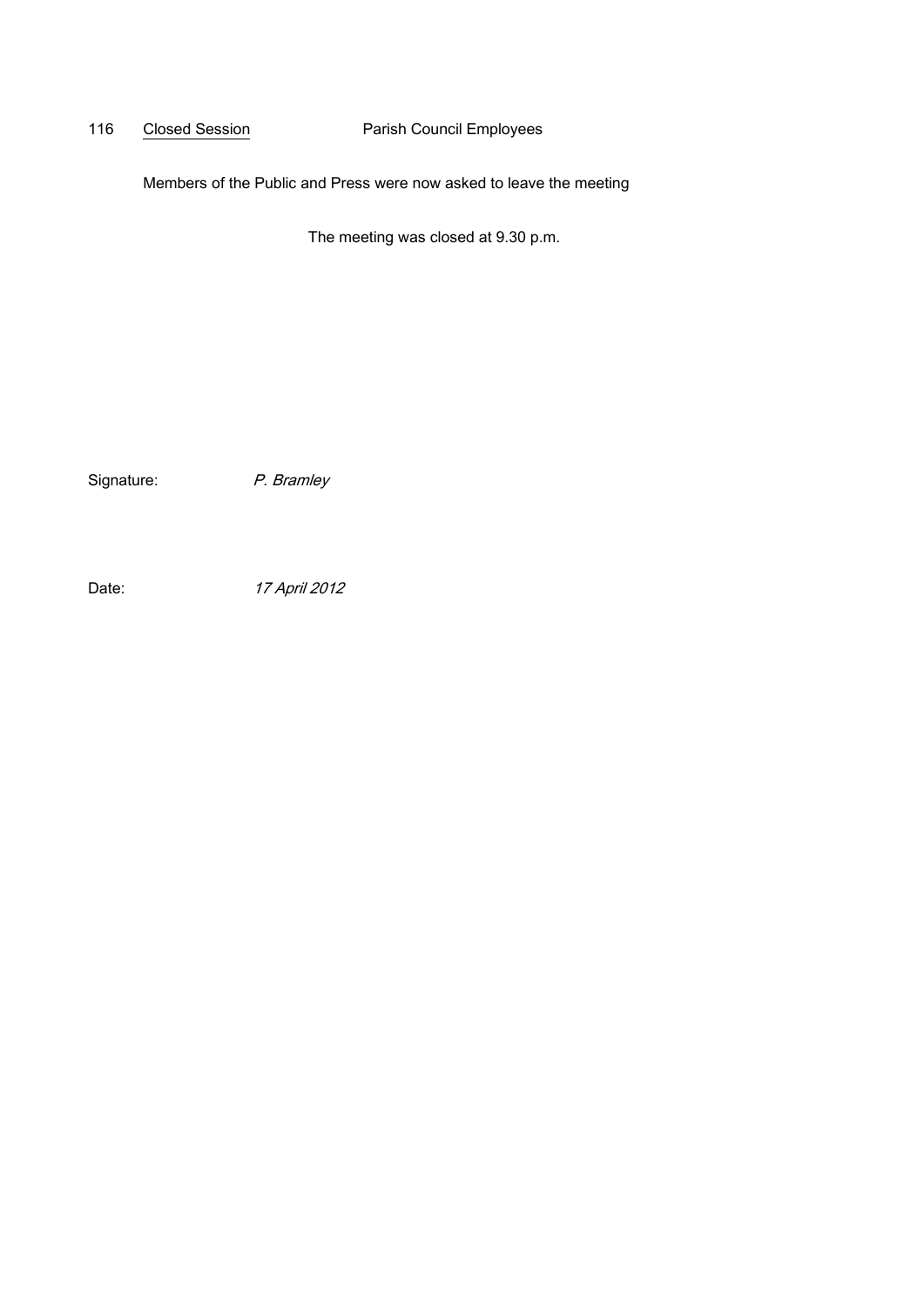116 Closed Session Parish Council Employees

Members of the Public and Press were now asked to leave the meeting

The meeting was closed at 9.30 p.m.

Signature: *P. Bramley*

Date: *17 April 2012*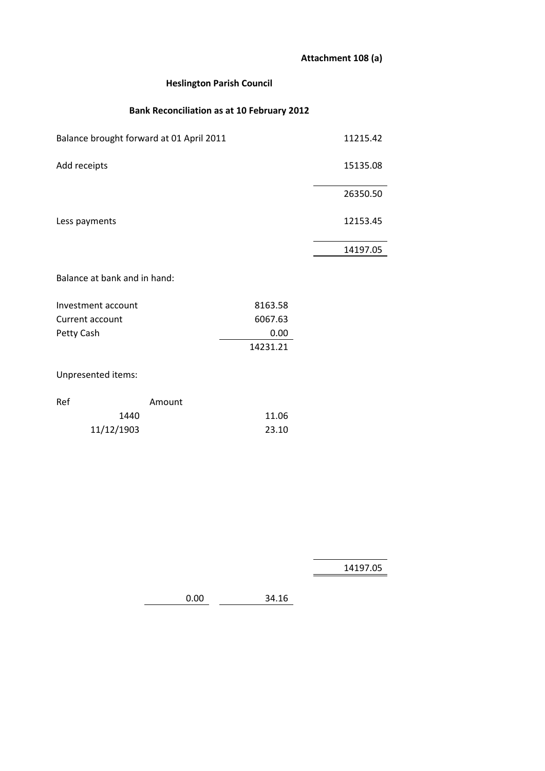**Attachment 108 (a)**

## Heslington Parish Council

### Bank Reconciliation as at 10 February 2012

| | | |
|---|---|---|
| Balance brought forward at 01 April 2011 | | 11215.42 |
| Add receipts | | 15135.08 |
| | | 26350.50 |
| Less payments | | 12153.45 |
| | | 14197.05 |

Balance at bank and in hand:

| | |
|---|---|
| Investment account | 8163.58 |
| Current account | 6067.63 |
| Petty Cash | 0.00 |
| | 14231.21 |

Unpresented items:

| Ref | Amount | |
|---|---|---|
| 1440 | | 11.06 |
| 11/12/1903 | | 23.10 |

| | | |
|---|---|---|
| | | 14197.05 |
| 0.00 | 34.16 | |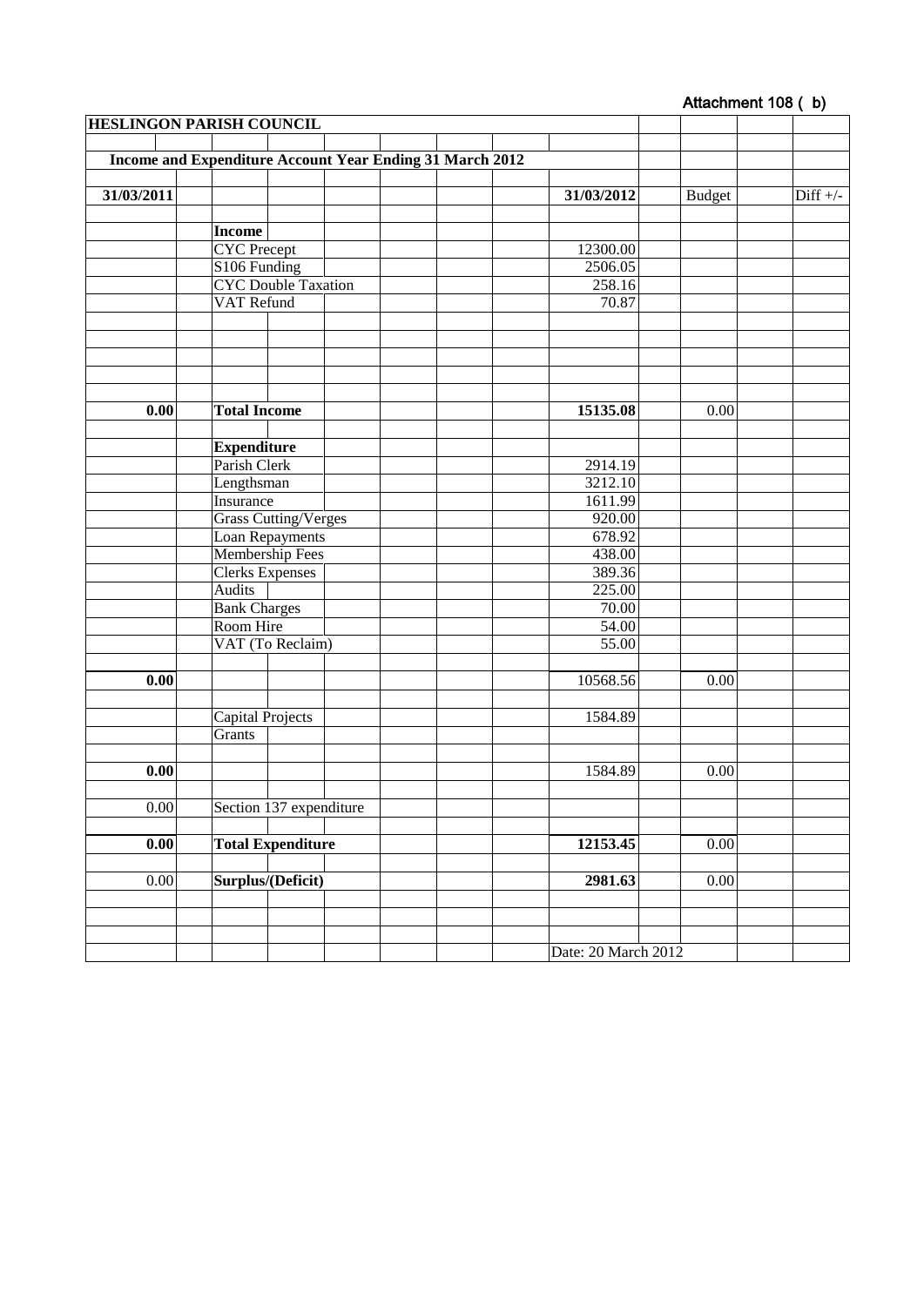Attachment 108 ( b)

**HESLINGON PARISH COUNCIL**

**Income and Expenditure Account Year Ending 31 March 2012**

| 31/03/2011 | | 31/03/2012 | Budget | Diff +/- |
|---|---|---|---|---|
| | **Income** | | | |
| | CYC Precept | 12300.00 | | |
| | S106 Funding | 2506.05 | | |
| | CYC Double Taxation | 258.16 | | |
| | VAT Refund | 70.87 | | |
| **0.00** | **Total Income** | **15135.08** | 0.00 | |
| | **Expenditure** | | | |
| | Parish Clerk | 2914.19 | | |
| | Lengthsman | 3212.10 | | |
| | Insurance | 1611.99 | | |
| | Grass Cutting/Verges | 920.00 | | |
| | Loan Repayments | 678.92 | | |
| | Membership Fees | 438.00 | | |
| | Clerks Expenses | 389.36 | | |
| | Audits | 225.00 | | |
| | Bank Charges | 70.00 | | |
| | Room Hire | 54.00 | | |
| | VAT (To Reclaim) | 55.00 | | |
| **0.00** | | 10568.56 | 0.00 | |
| | Capital Projects | 1584.89 | | |
| | Grants | | | |
| **0.00** | | 1584.89 | 0.00 | |
| 0.00 | Section 137 expenditure | | | |
| **0.00** | **Total Expenditure** | **12153.45** | 0.00 | |
| 0.00 | **Surplus/(Deficit)** | **2981.63** | 0.00 | |

Date: 20 March 2012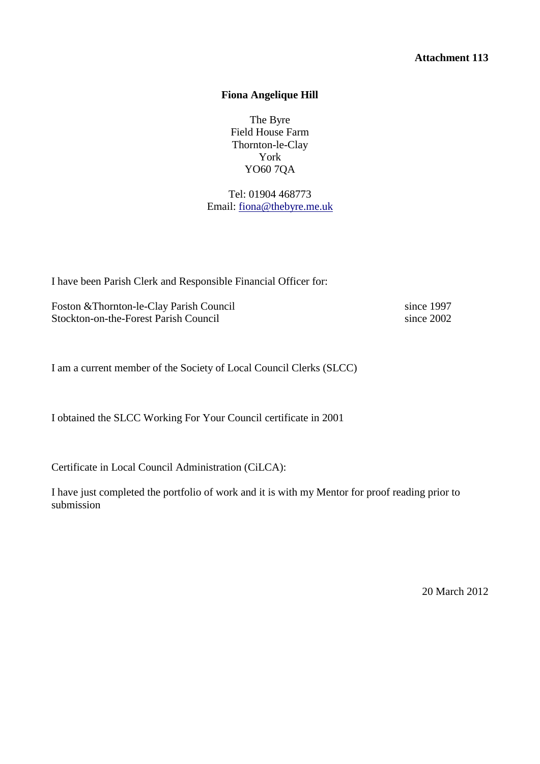**Attachment 113**

**Fiona Angelique Hill**

The Byre
Field House Farm
Thornton-le-Clay
York
YO60 7QA

Tel: 01904 468773
Email: fiona@thebyre.me.uk

I have been Parish Clerk and Responsible Financial Officer for:

| | |
|---|---|
| Foston &Thornton-le-Clay Parish Council | since 1997 |
| Stockton-on-the-Forest Parish Council | since 2002 |

I am a current member of the Society of Local Council Clerks (SLCC)

I obtained the SLCC Working For Your Council certificate in 2001

Certificate in Local Council Administration (CiLCA):

I have just completed the portfolio of work and it is with my Mentor for proof reading prior to submission

20 March 2012